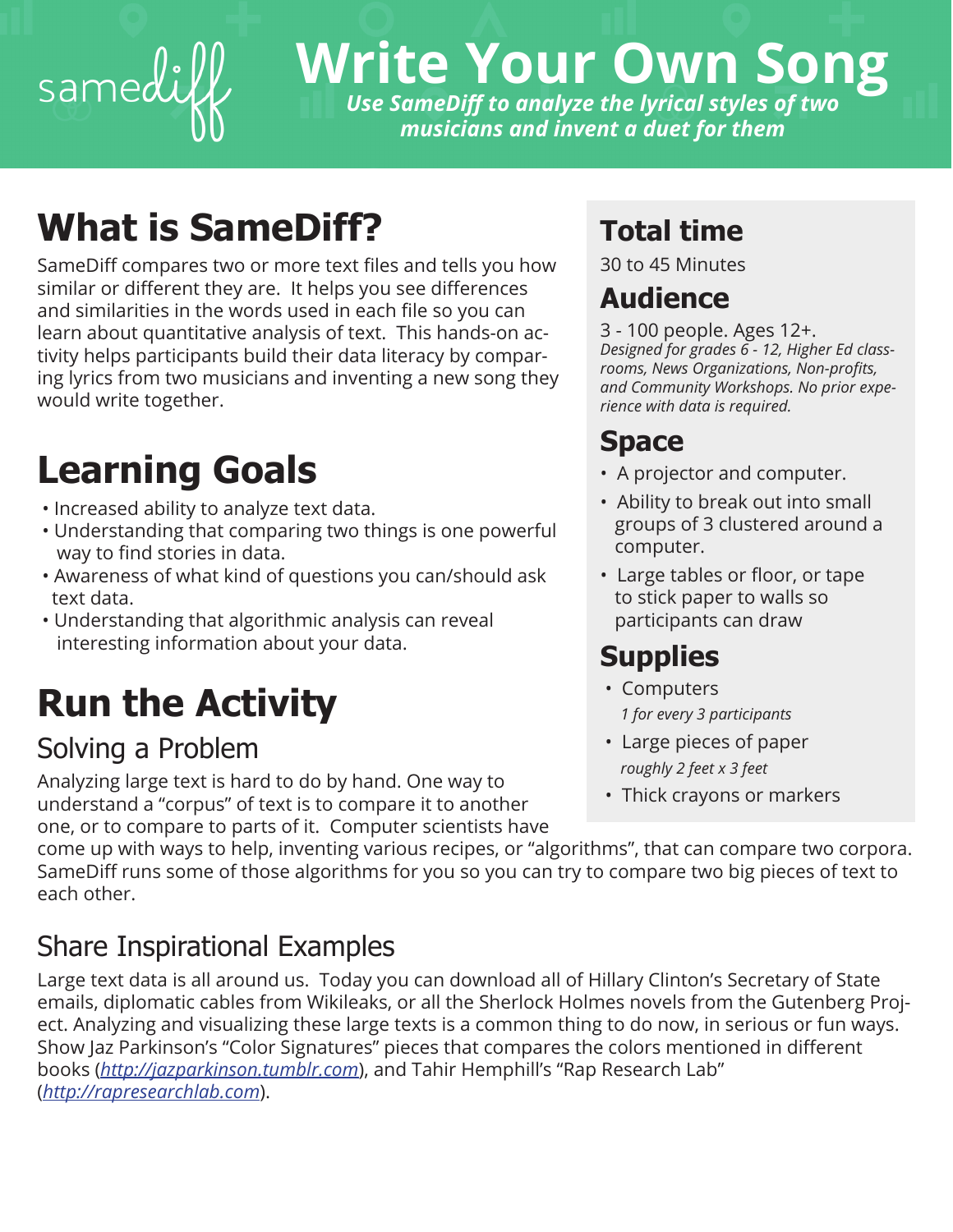# Write Your Own Song

*Use SameDiff to analyze the lyrical styles of two musicians and invent a duet for them*

## What is SameDiff?

SameDiff compares two or more text files and tells you how similar or different they are. It helps you see differences and similarities in the words used in each file so you can learn about quantitative analysis of text. This hands-on activity helps participants build their data literacy by comparing lyrics from two musicians and inventing a new song they would write together.

## Total time

30 to 45 Minutes

## Audience

3 - 100 people. Ages 12+.
*Designed for grades 6 - 12, Higher Ed classrooms, News Organizations, Non-profits, and Community Workshops. No prior experience with data is required.*

## Space

- A projector and computer.
- Ability to break out into small groups of 3 clustered around a computer.
- Large tables or floor, or tape to stick paper to walls so participants can draw

## Supplies

- Computers
  *1 for every 3 participants*
- Large pieces of paper
  *roughly 2 feet x 3 feet*
- Thick crayons or markers

## Learning Goals

- Increased ability to analyze text data.
- Understanding that comparing two things is one powerful way to find stories in data.
- Awareness of what kind of questions you can/should ask text data.
- Understanding that algorithmic analysis can reveal interesting information about your data.

## Run the Activity

### Solving a Problem

Analyzing large text is hard to do by hand. One way to understand a "corpus" of text is to compare it to another one, or to compare to parts of it. Computer scientists have come up with ways to help, inventing various recipes, or "algorithms", that can compare two corpora. SameDiff runs some of those algorithms for you so you can try to compare two big pieces of text to each other.

### Share Inspirational Examples

Large text data is all around us. Today you can download all of Hillary Clinton's Secretary of State emails, diplomatic cables from Wikileaks, or all the Sherlock Holmes novels from the Gutenberg Project. Analyzing and visualizing these large texts is a common thing to do now, in serious or fun ways. Show Jaz Parkinson's "Color Signatures" pieces that compares the colors mentioned in different books (*http://jazparkinson.tumblr.com*), and Tahir Hemphill's "Rap Research Lab" (*http://rapresearchlab.com*).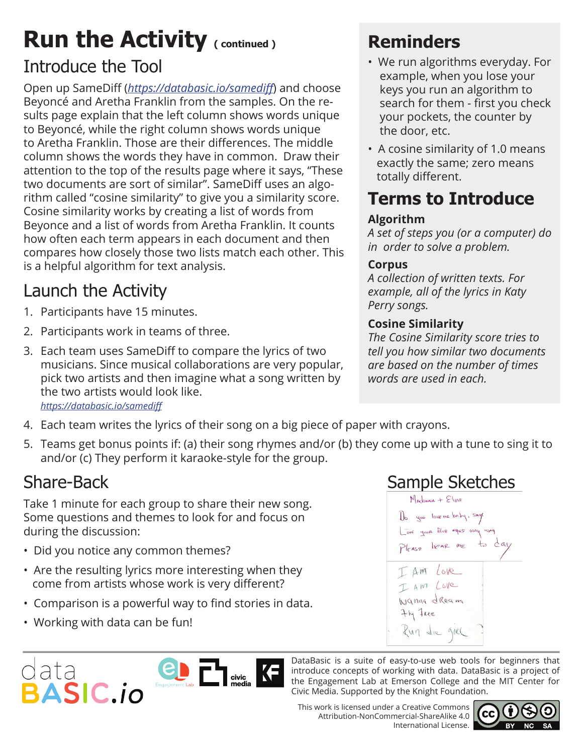# Run the Activity (continued)

## Introduce the Tool

Open up SameDiff (https://databasic.io/samediff) and choose Beyoncé and Aretha Franklin from the samples. On the results page explain that the left column shows words unique to Beyoncé, while the right column shows words unique to Aretha Franklin. Those are their differences. The middle column shows the words they have in common. Draw their attention to the top of the results page where it says, "These two documents are sort of similar". SameDiff uses an algorithm called "cosine similarity" to give you a similarity score. Cosine similarity works by creating a list of words from Beyonce and a list of words from Aretha Franklin. It counts how often each term appears in each document and then compares how closely those two lists match each other. This is a helpful algorithm for text analysis.

## Launch the Activity

1. Participants have 15 minutes.
2. Participants work in teams of three.
3. Each team uses SameDiff to compare the lyrics of two musicians. Since musical collaborations are very popular, pick two artists and then imagine what a song written by the two artists would look like. https://databasic.io/samediff
4. Each team writes the lyrics of their song on a big piece of paper with crayons.
5. Teams get bonus points if: (a) their song rhymes and/or (b) they come up with a tune to sing it to and/or (c) They perform it karaoke-style for the group.

## Reminders

- We run algorithms everyday. For example, when you lose your keys you run an algorithm to search for them - first you check your pockets, the counter by the door, etc.
- A cosine similarity of 1.0 means exactly the same; zero means totally different.

## Terms to Introduce

**Algorithm**

*A set of steps you (or a computer) do in order to solve a problem.*

**Corpus**

*A collection of written texts. For example, all of the lyrics in Katy Perry songs.*

**Cosine Similarity**

*The Cosine Similarity score tries to tell you how similar two documents are based on the number of times words are used in each.*

## Share-Back

Take 1 minute for each group to share their new song. Some questions and themes to look for and focus on during the discussion:

- Did you notice any common themes?
- Are the resulting lyrics more interesting when they come from artists whose work is very different?
- Comparison is a powerful way to find stories in data.
- Working with data can be fun!

## Sample Sketches

Madonna + Elvis

Do you love me baby, say

Love your blue eyes way way to day

Please hear me

I Am Love

I Am Love

Wanna dream

Fly free

Run the girl

---

DataBasic is a suite of easy-to-use web tools for beginners that introduce concepts of working with data. DataBasic is a project of the Engagement Lab at Emerson College and the MIT Center for Civic Media. Supported by the Knight Foundation.

This work is licensed under a Creative Commons Attribution-NonCommercial-ShareAlike 4.0 International License.